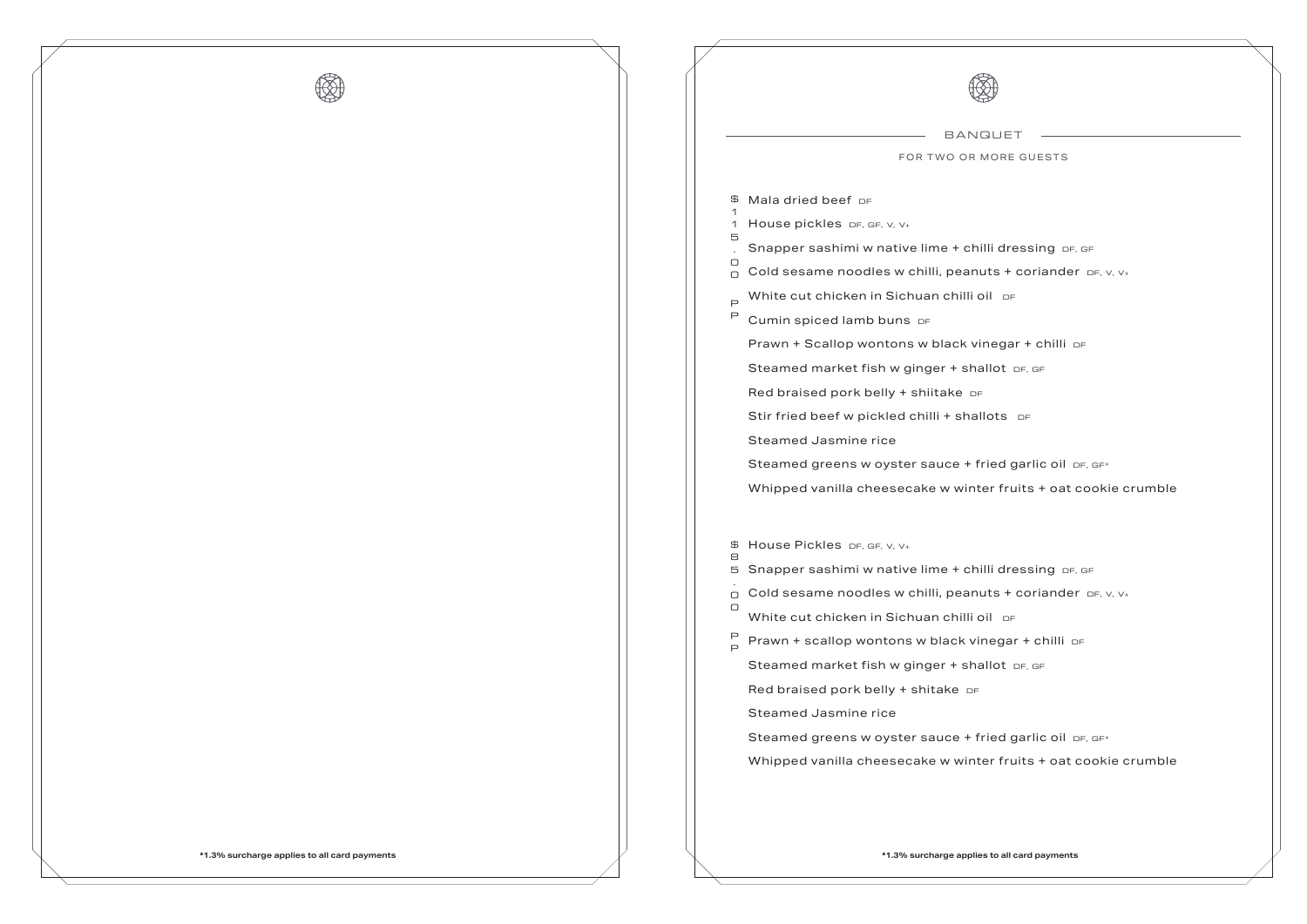## BANQUET

FOR TWO OR MORE GUESTS

**$115.00 PP**

- Mala dried beef DF
- House pickles DF, GF, V, V+
- Snapper sashimi w native lime + chilli dressing DF, GF
- Cold sesame noodles w chilli, peanuts + coriander DF, V, V+
- White cut chicken in Sichuan chilli oil DF
- Cumin spiced lamb buns DF
- Prawn + Scallop wontons w black vinegar + chilli DF
- Steamed market fish w ginger + shallot DF, GF
- Red braised pork belly + shiitake DF
- Stir fried beef w pickled chilli + shallots DF
- Steamed Jasmine rice
- Steamed greens w oyster sauce + fried garlic oil DF, GF*
- Whipped vanilla cheesecake w winter fruits + oat cookie crumble

**$85.00 PP**

- House Pickles DF, GF, V, V+
- Snapper sashimi w native lime + chilli dressing DF, GF
- Cold sesame noodles w chilli, peanuts + coriander DF, V, V+
- White cut chicken in Sichuan chilli oil DF
- Prawn + scallop wontons w black vinegar + chilli DF
- Steamed market fish w ginger + shallot DF, GF
- Red braised pork belly + shitake DF
- Steamed Jasmine rice
- Steamed greens w oyster sauce + fried garlic oil DF, GF*
- Whipped vanilla cheesecake w winter fruits + oat cookie crumble

*1.3% surcharge applies to all card payments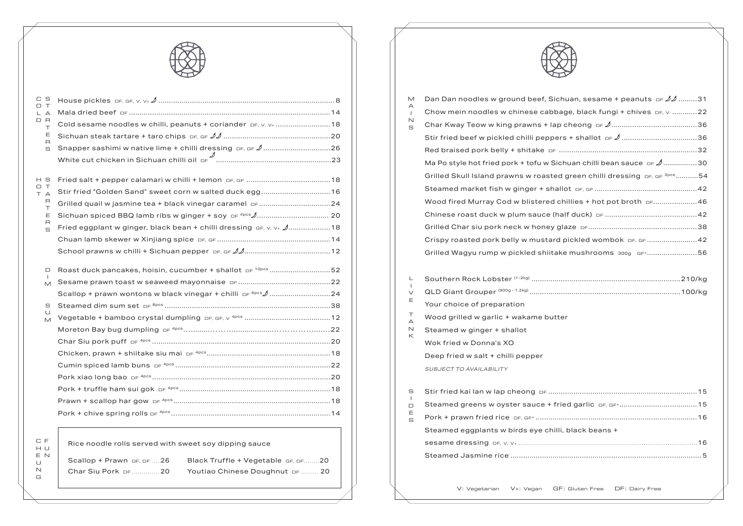## COLD STARTERS

- House pickles DF, GF, V, V+ 🌶 ........ 8
- Mala dried beef DF ........ 14
- Cold sesame noodles w chilli, peanuts + coriander DF, V, V+ ........ 18
- Sichuan steak tartare + taro chips DF, GF 🌶🌶 ........ 20
- Snapper sashimi w native lime + chilli dressing DF, GF 🌶 ........ 26
- White cut chicken in Sichuan chilli oil DF 🌶 ........ 23

## HOT STARTERS

- Fried salt + pepper calamari w chilli + lemon DF, GF ........ 18
- Stir fried "Golden Sand" sweet corn w salted duck egg ........ 16
- Grilled quail w jasmine tea + black vinegar caramel DF ........ 24
- Sichuan spiced BBQ lamb ribs w ginger + soy DF 4pcs 🌶 ........ 20
- Fried eggplant w ginger, black bean + chilli dressing GF, V, V+ 🌶 ........ 18
- Chuan lamb skewer w Xinjiang spice DF, GF ........ 14
- School prawns w chilli + Sichuan pepper DF, GF 🌶🌶 ........ 12

## DIM SUM

- Roast duck pancakes, hoisin, cucumber + shallot DF 10pcs ........ 52
- Sesame prawn toast w seaweed mayonnaise DF ........ 22
- Scallop + prawn wontons w black vinegar + chilli DF 6pcs 🌶 ........ 24
- Steamed dim sum set DF 8pcs ........ 38
- Vegetable + bamboo crystal dumpling DF, GF, V 4pcs ........ 12
- Moreton Bay bug dumpling DF 4pcs ........ 22
- Char Siu pork puff DF 4pcs ........ 20
- Chicken, prawn + shiitake siu mai DF 4pcs ........ 18
- Cumin spiced lamb buns DF 4pcs ........ 22
- Pork xiao long bao DF 4pcs ........ 20
- Pork + truffle ham sui gok DF 4pcs ........ 18
- Prawn + scallop har gow DF 4pcs ........ 18
- Pork + chive spring rolls DF 4pcs ........ 14

## CHEUNG FUN

Rice noodle rolls served with sweet soy dipping sauce

- Scallop + Prawn GF, DF ........ 26
- Char Siu Pork DF ........ 20
- Black Truffle + Vegetable GF, DF ........ 20
- Youtiao Chinese Doughnut DF ........ 20

## MAINS

- Dan Dan noodles w ground beef, Sichuan, sesame + peanuts DF 🌶🌶 ........ 31
- Chow mein noodles w chinese cabbage, black fungi + chives DF, V ........ 22
- Char Kway Teow w king prawns + lap cheong DF 🌶 ........ 36
- Stir fried beef w pickled chilli peppers + shallot DF 🌶 ........ 36
- Red braised pork belly + shitake DF ........ 32
- Ma Po style hot fried pork + tofu w Sichuan chilli bean sauce DF 🌶 ........ 30
- Grilled Skull Island prawns w roasted green chilli dressing DF, GF 3pcs ........ 54
- Steamed market fish w ginger + shallot DF, GF ........ 42
- Wood fired Murray Cod w blistered chillies + hot pot broth DF ........ 46
- Chinese roast duck w plum sauce (half duck) DF ........ 42
- Grilled Char siu pork neck w honey glaze DF ........ 38
- Crispy roasted pork belly w mustard pickled wombok DF, GF ........ 42
- Grilled Wagyu rump w pickled shiitake mushrooms 300g GF* ........ 56

## LIVE TANK

- Southern Rock Lobster (1-2kg) ........ 210/kg
- QLD Giant Grouper (900g - 1.2kg) ........ 100/kg

Your choice of preparation

- Wood grilled w garlic + wakame butter
- Steamed w ginger + shallot
- Wok fried w Donna's XO
- Deep fried w salt + chilli pepper

*SUBJECT TO AVAILABILITY*

## SIDES

- Stir fried kai lan w lap cheong DF ........ 15
- Steamed greens w oyster sauce + fried garlic DF, GF* ........ 15
- Pork + prawn fried rice DF, GF* ........ 16
- Steamed eggplants w birds eye chilli, black beans + sesame dressing DF, V, V+ ........ 16
- Steamed Jasmine rice ........ 5

V: Vegetarian  V+: Vegan  GF: Gluten Free  DF: Dairy Free